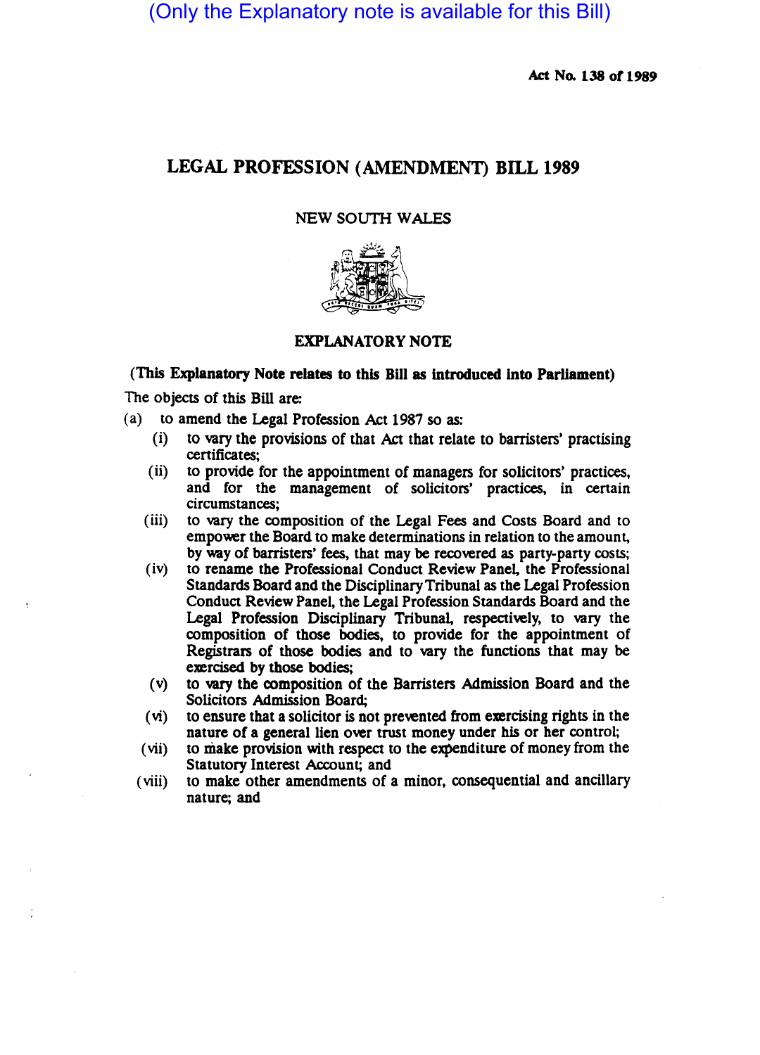(Only the Explanatory note is available for this Bill)

**Act No. 138 of 1989**

# LEGAL PROFESSION (AMENDMENT) BILL 1989

NEW SOUTH WALES

## EXPLANATORY NOTE

**(This Explanatory Note relates to this Bill as introduced into Parliament)**

The objects of this Bill are:

(a) to amend the Legal Profession Act 1987 so as:

- (i) to vary the provisions of that Act that relate to barristers' practising certificates;
- (ii) to provide for the appointment of managers for solicitors' practices, and for the management of solicitors' practices, in certain circumstances;
- (iii) to vary the composition of the Legal Fees and Costs Board and to empower the Board to make determinations in relation to the amount, by way of barristers' fees, that may be recovered as party-party costs;
- (iv) to rename the Professional Conduct Review Panel, the Professional Standards Board and the Disciplinary Tribunal as the Legal Profession Conduct Review Panel, the Legal Profession Standards Board and the Legal Profession Disciplinary Tribunal, respectively, to vary the composition of those bodies, to provide for the appointment of Registrars of those bodies and to vary the functions that may be exercised by those bodies;
- (v) to vary the composition of the Barristers Admission Board and the Solicitors Admission Board;
- (vi) to ensure that a solicitor is not prevented from exercising rights in the nature of a general lien over trust money under his or her control;
- (vii) to make provision with respect to the expenditure of money from the Statutory Interest Account; and
- (viii) to make other amendments of a minor, consequential and ancillary nature; and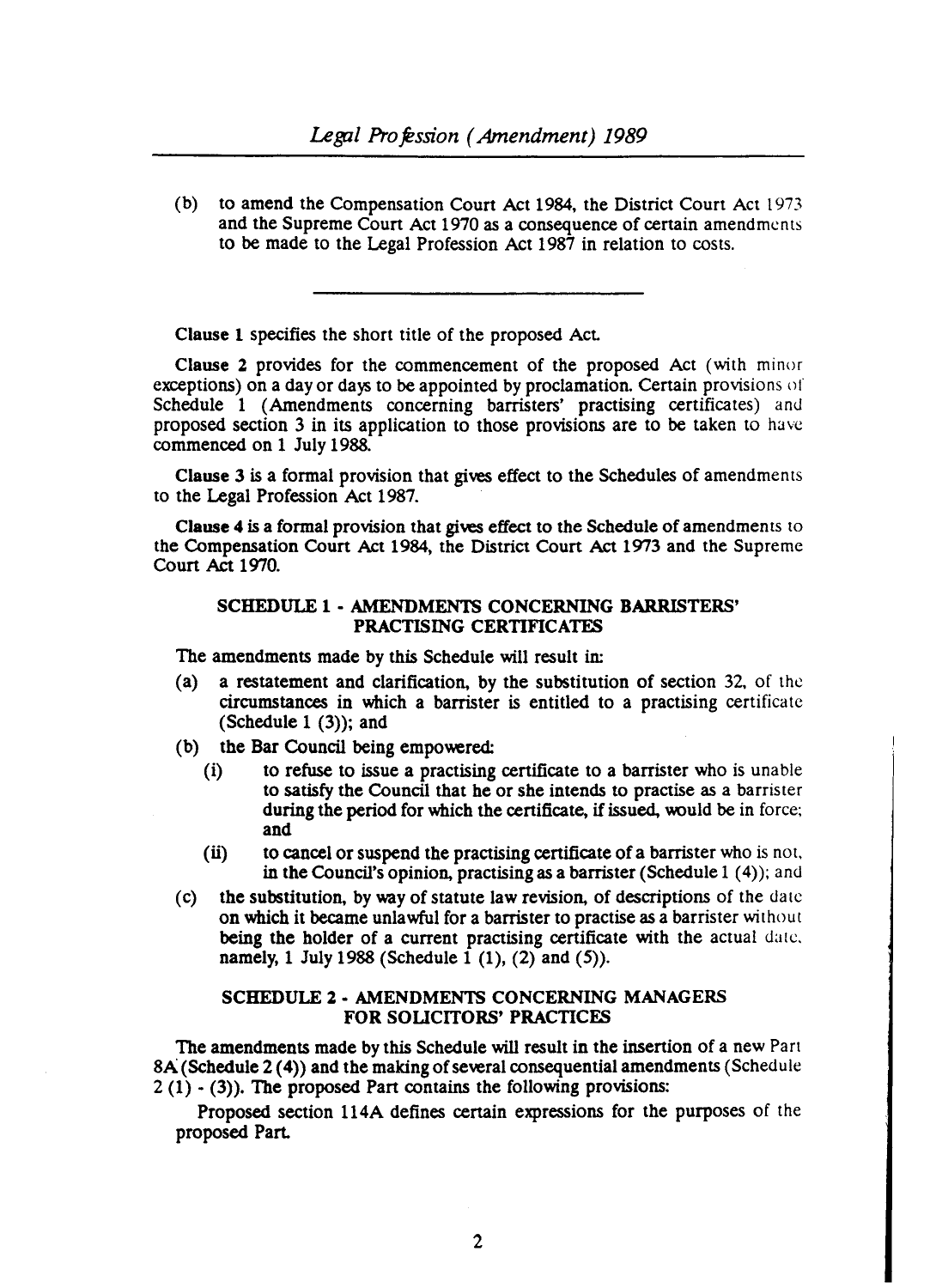(b) to amend the Compensation Court Act 1984, the District Court Act 1973 and the Supreme Court Act 1970 as a consequence of certain amendments to be made to the Legal Profession Act 1987 in relation to costs.

---

**Clause 1** specifies the short title of the proposed Act.

**Clause 2** provides for the commencement of the proposed Act (with minor exceptions) on a day or days to be appointed by proclamation. Certain provisions of Schedule 1 (Amendments concerning barristers' practising certificates) and proposed section 3 in its application to those provisions are to be taken to have commenced on 1 July 1988.

**Clause 3** is a formal provision that gives effect to the Schedules of amendments to the Legal Profession Act 1987.

**Clause 4** is a formal provision that gives effect to the Schedule of amendments to the Compensation Court Act 1984, the District Court Act 1973 and the Supreme Court Act 1970.

## SCHEDULE 1 - AMENDMENTS CONCERNING BARRISTERS' PRACTISING CERTIFICATES

The amendments made by this Schedule will result in:

(a) a restatement and clarification, by the substitution of section 32, of the circumstances in which a barrister is entitled to a practising certificate (Schedule 1 (3)); and

(b) the Bar Council being empowered:

  (i) to refuse to issue a practising certificate to a barrister who is unable to satisfy the Council that he or she intends to practise as a barrister during the period for which the certificate, if issued, would be in force; and

  (ii) to cancel or suspend the practising certificate of a barrister who is not, in the Council's opinion, practising as a barrister (Schedule 1 (4)); and

(c) the substitution, by way of statute law revision, of descriptions of the date on which it became unlawful for a barrister to practise as a barrister without being the holder of a current practising certificate with the actual date, namely, 1 July 1988 (Schedule 1 (1), (2) and (5)).

## SCHEDULE 2 - AMENDMENTS CONCERNING MANAGERS FOR SOLICITORS' PRACTICES

The amendments made by this Schedule will result in the insertion of a new Part 8A (Schedule 2 (4)) and the making of several consequential amendments (Schedule 2 (1) - (3)). The proposed Part contains the following provisions:

Proposed section 114A defines certain expressions for the purposes of the proposed Part.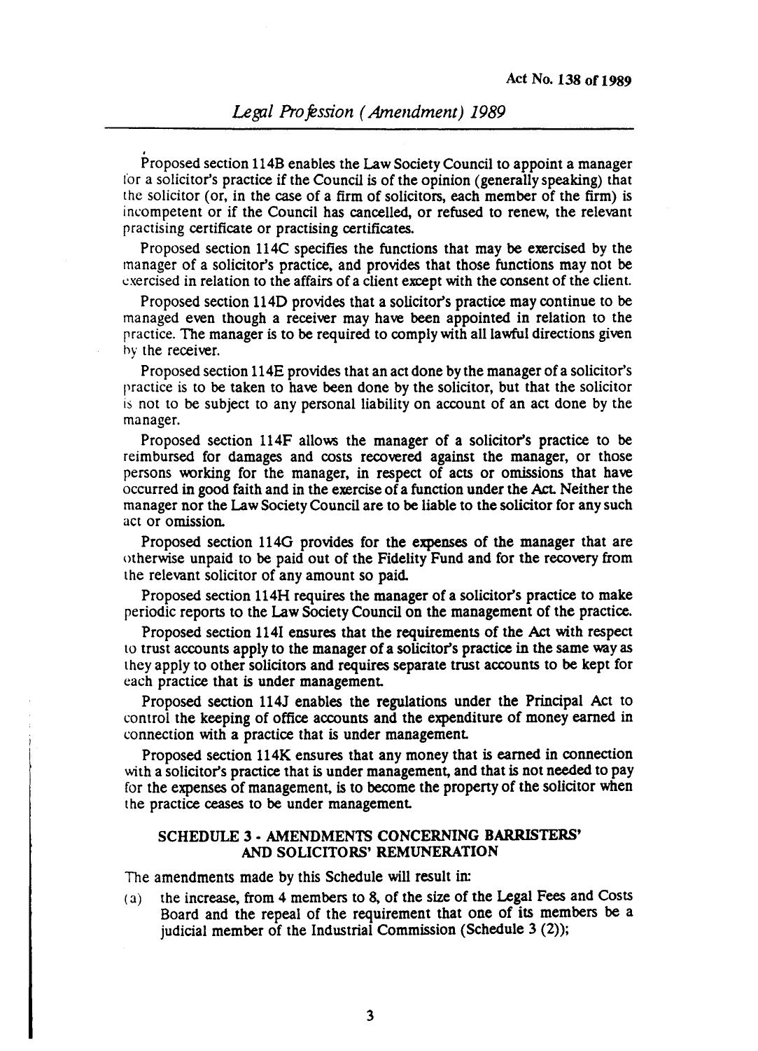Proposed section 114B enables the Law Society Council to appoint a manager for a solicitor's practice if the Council is of the opinion (generally speaking) that the solicitor (or, in the case of a firm of solicitors, each member of the firm) is incompetent or if the Council has cancelled, or refused to renew, the relevant practising certificate or practising certificates.

Proposed section 114C specifies the functions that may be exercised by the manager of a solicitor's practice, and provides that those functions may not be exercised in relation to the affairs of a client except with the consent of the client.

Proposed section 114D provides that a solicitor's practice may continue to be managed even though a receiver may have been appointed in relation to the practice. The manager is to be required to comply with all lawful directions given by the receiver.

Proposed section 114E provides that an act done by the manager of a solicitor's practice is to be taken to have been done by the solicitor, but that the solicitor is not to be subject to any personal liability on account of an act done by the manager.

Proposed section 114F allows the manager of a solicitor's practice to be reimbursed for damages and costs recovered against the manager, or those persons working for the manager, in respect of acts or omissions that have occurred in good faith and in the exercise of a function under the Act. Neither the manager nor the Law Society Council are to be liable to the solicitor for any such act or omission.

Proposed section 114G provides for the expenses of the manager that are otherwise unpaid to be paid out of the Fidelity Fund and for the recovery from the relevant solicitor of any amount so paid.

Proposed section 114H requires the manager of a solicitor's practice to make periodic reports to the Law Society Council on the management of the practice.

Proposed section 114I ensures that the requirements of the Act with respect to trust accounts apply to the manager of a solicitor's practice in the same way as they apply to other solicitors and requires separate trust accounts to be kept for each practice that is under management.

Proposed section 114J enables the regulations under the Principal Act to control the keeping of office accounts and the expenditure of money earned in connection with a practice that is under management.

Proposed section 114K ensures that any money that is earned in connection with a solicitor's practice that is under management, and that is not needed to pay for the expenses of management, is to become the property of the solicitor when the practice ceases to be under management.

## SCHEDULE 3 - AMENDMENTS CONCERNING BARRISTERS' AND SOLICITORS' REMUNERATION

The amendments made by this Schedule will result in:

(a) the increase, from 4 members to 8, of the size of the Legal Fees and Costs Board and the repeal of the requirement that one of its members be a judicial member of the Industrial Commission (Schedule 3 (2));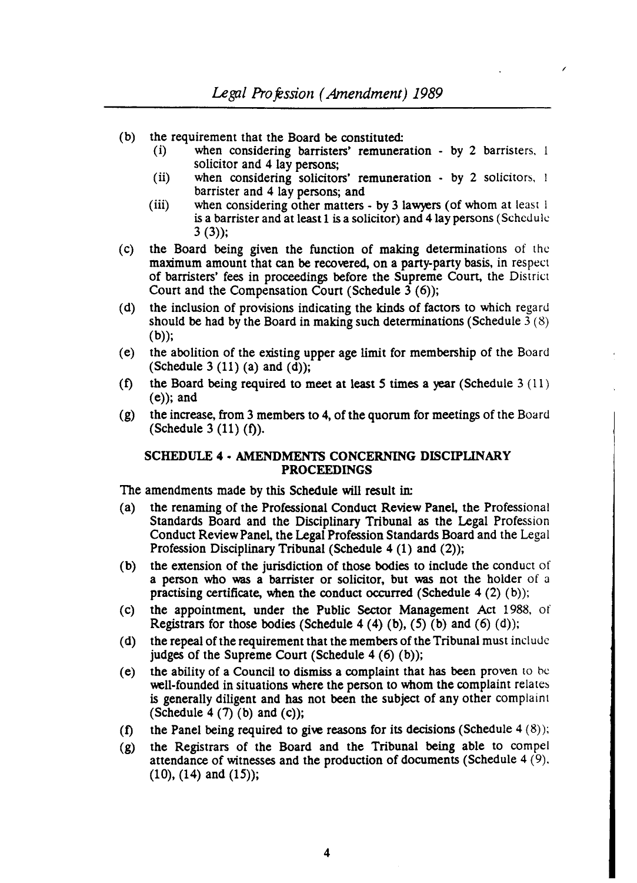- (b) the requirement that the Board be constituted:
  - (i) when considering barristers' remuneration - by 2 barristers, 1 solicitor and 4 lay persons;
  - (ii) when considering solicitors' remuneration - by 2 solicitors, 1 barrister and 4 lay persons; and
  - (iii) when considering other matters - by 3 lawyers (of whom at least 1 is a barrister and at least 1 is a solicitor) and 4 lay persons (Schedule 3 (3));
- (c) the Board being given the function of making determinations of the maximum amount that can be recovered, on a party-party basis, in respect of barristers' fees in proceedings before the Supreme Court, the District Court and the Compensation Court (Schedule 3 (6));
- (d) the inclusion of provisions indicating the kinds of factors to which regard should be had by the Board in making such determinations (Schedule 3 (8) (b));
- (e) the abolition of the existing upper age limit for membership of the Board (Schedule 3 (11) (a) and (d));
- (f) the Board being required to meet at least 5 times a year (Schedule 3 (11) (e)); and
- (g) the increase, from 3 members to 4, of the quorum for meetings of the Board (Schedule 3 (11) (f)).

## SCHEDULE 4 - AMENDMENTS CONCERNING DISCIPLINARY PROCEEDINGS

The amendments made by this Schedule will result in:

- (a) the renaming of the Professional Conduct Review Panel, the Professional Standards Board and the Disciplinary Tribunal as the Legal Profession Conduct Review Panel, the Legal Profession Standards Board and the Legal Profession Disciplinary Tribunal (Schedule 4 (1) and (2));
- (b) the extension of the jurisdiction of those bodies to include the conduct of a person who was a barrister or solicitor, but was not the holder of a practising certificate, when the conduct occurred (Schedule 4 (2) (b));
- (c) the appointment, under the Public Sector Management Act 1988, of Registrars for those bodies (Schedule 4 (4) (b), (5) (b) and (6) (d));
- (d) the repeal of the requirement that the members of the Tribunal must include judges of the Supreme Court (Schedule 4 (6) (b));
- (e) the ability of a Council to dismiss a complaint that has been proven to be well-founded in situations where the person to whom the complaint relates is generally diligent and has not been the subject of any other complaint (Schedule 4 (7) (b) and (c));
- (f) the Panel being required to give reasons for its decisions (Schedule 4 (8));
- (g) the Registrars of the Board and the Tribunal being able to compel attendance of witnesses and the production of documents (Schedule 4 (9), (10), (14) and (15));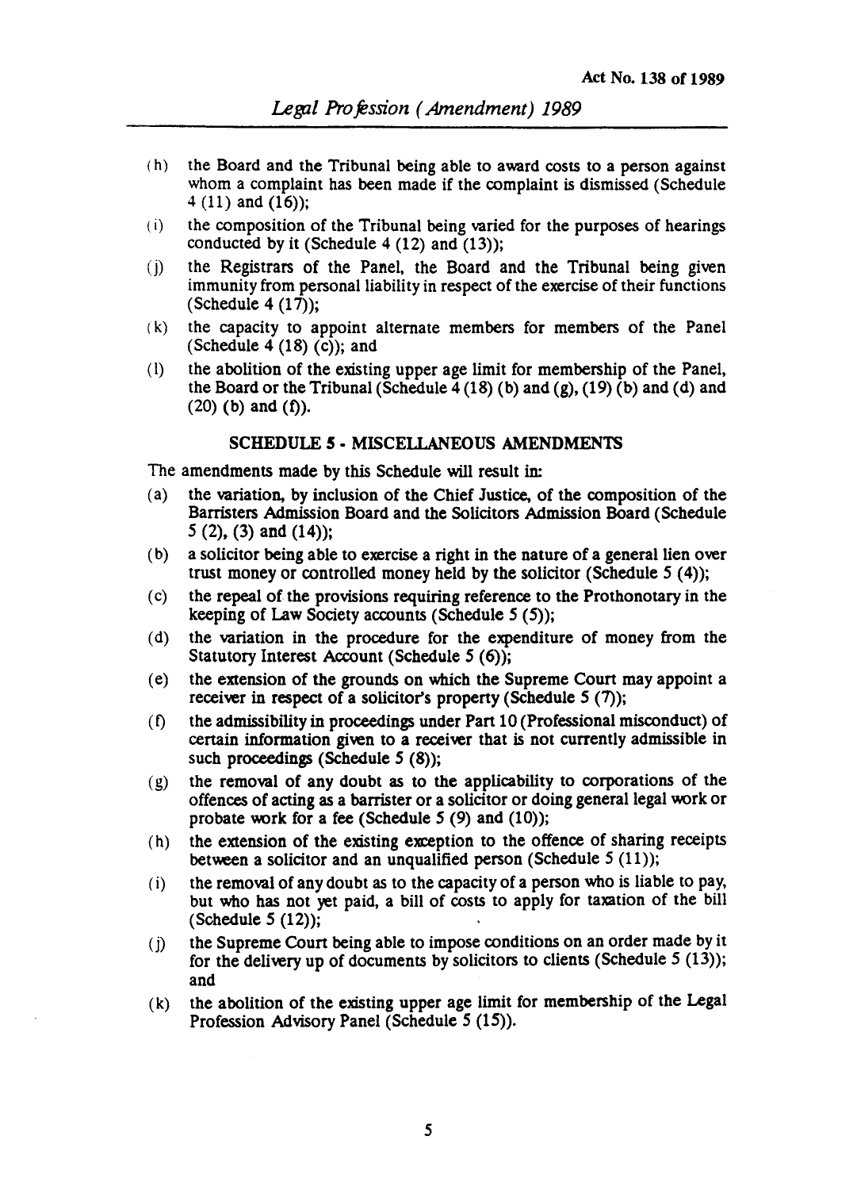(h) the Board and the Tribunal being able to award costs to a person against whom a complaint has been made if the complaint is dismissed (Schedule 4 (11) and (16));

(i) the composition of the Tribunal being varied for the purposes of hearings conducted by it (Schedule 4 (12) and (13));

(j) the Registrars of the Panel, the Board and the Tribunal being given immunity from personal liability in respect of the exercise of their functions (Schedule 4 (17));

(k) the capacity to appoint alternate members for members of the Panel (Schedule 4 (18) (c)); and

(l) the abolition of the existing upper age limit for membership of the Panel, the Board or the Tribunal (Schedule 4 (18) (b) and (g), (19) (b) and (d) and (20) (b) and (f)).

## SCHEDULE 5 - MISCELLANEOUS AMENDMENTS

The amendments made by this Schedule will result in:

(a) the variation, by inclusion of the Chief Justice, of the composition of the Barristers Admission Board and the Solicitors Admission Board (Schedule 5 (2), (3) and (14));

(b) a solicitor being able to exercise a right in the nature of a general lien over trust money or controlled money held by the solicitor (Schedule 5 (4));

(c) the repeal of the provisions requiring reference to the Prothonotary in the keeping of Law Society accounts (Schedule 5 (5));

(d) the variation in the procedure for the expenditure of money from the Statutory Interest Account (Schedule 5 (6));

(e) the extension of the grounds on which the Supreme Court may appoint a receiver in respect of a solicitor's property (Schedule 5 (7));

(f) the admissibility in proceedings under Part 10 (Professional misconduct) of certain information given to a receiver that is not currently admissible in such proceedings (Schedule 5 (8));

(g) the removal of any doubt as to the applicability to corporations of the offences of acting as a barrister or a solicitor or doing general legal work or probate work for a fee (Schedule 5 (9) and (10));

(h) the extension of the existing exception to the offence of sharing receipts between a solicitor and an unqualified person (Schedule 5 (11));

(i) the removal of any doubt as to the capacity of a person who is liable to pay, but who has not yet paid, a bill of costs to apply for taxation of the bill (Schedule 5 (12));

(j) the Supreme Court being able to impose conditions on an order made by it for the delivery up of documents by solicitors to clients (Schedule 5 (13)); and

(k) the abolition of the existing upper age limit for membership of the Legal Profession Advisory Panel (Schedule 5 (15)).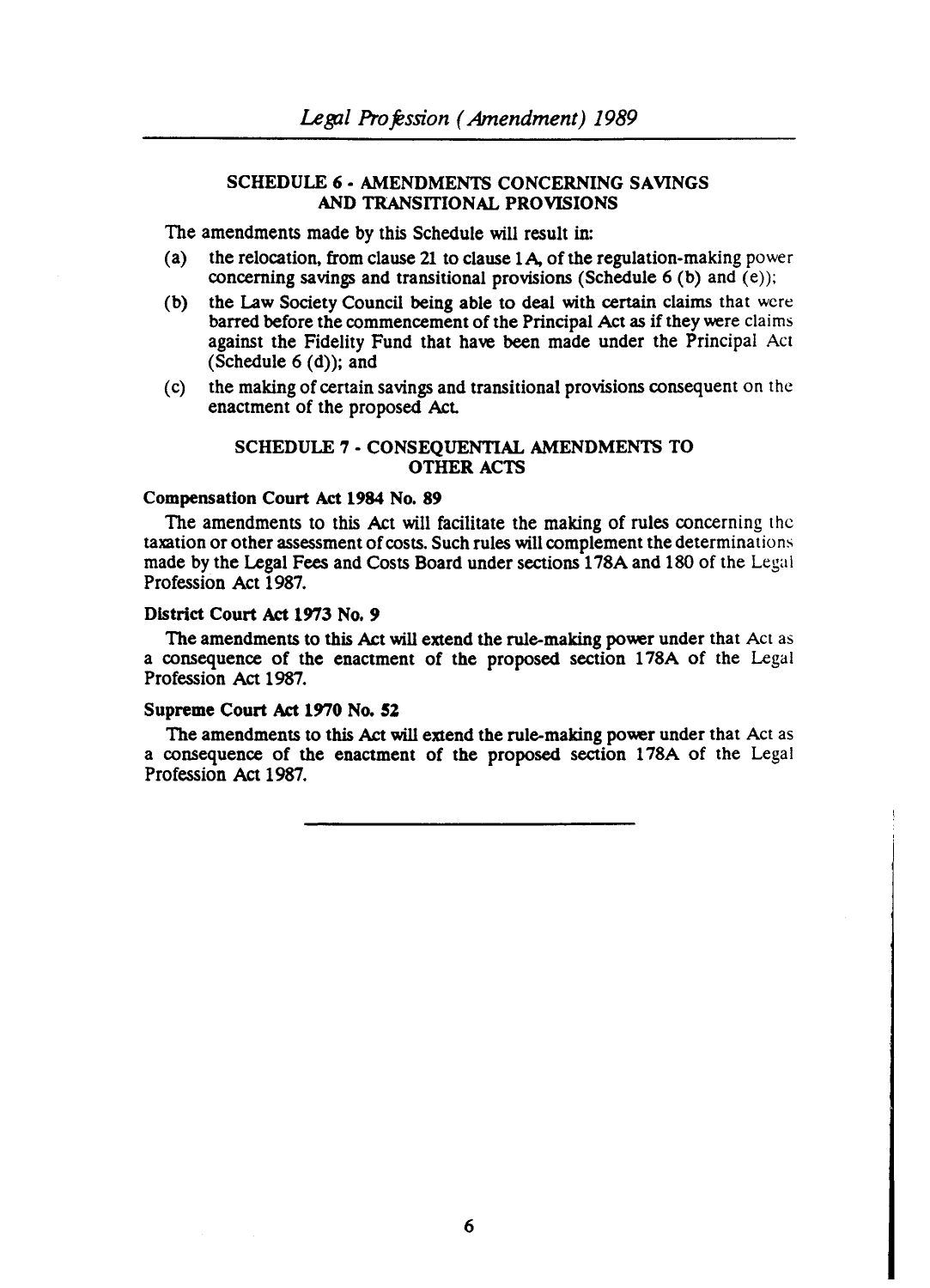## SCHEDULE 6 - AMENDMENTS CONCERNING SAVINGS AND TRANSITIONAL PROVISIONS

The amendments made by this Schedule will result in:

(a) the relocation, from clause 21 to clause 1A, of the regulation-making power concerning savings and transitional provisions (Schedule 6 (b) and (e));

(b) the Law Society Council being able to deal with certain claims that were barred before the commencement of the Principal Act as if they were claims against the Fidelity Fund that have been made under the Principal Act (Schedule 6 (d)); and

(c) the making of certain savings and transitional provisions consequent on the enactment of the proposed Act.

## SCHEDULE 7 - CONSEQUENTIAL AMENDMENTS TO OTHER ACTS

**Compensation Court Act 1984 No. 89**

The amendments to this Act will facilitate the making of rules concerning the taxation or other assessment of costs. Such rules will complement the determinations made by the Legal Fees and Costs Board under sections 178A and 180 of the Legal Profession Act 1987.

**District Court Act 1973 No. 9**

The amendments to this Act will extend the rule-making power under that Act as a consequence of the enactment of the proposed section 178A of the Legal Profession Act 1987.

**Supreme Court Act 1970 No. 52**

The amendments to this Act will extend the rule-making power under that Act as a consequence of the enactment of the proposed section 178A of the Legal Profession Act 1987.